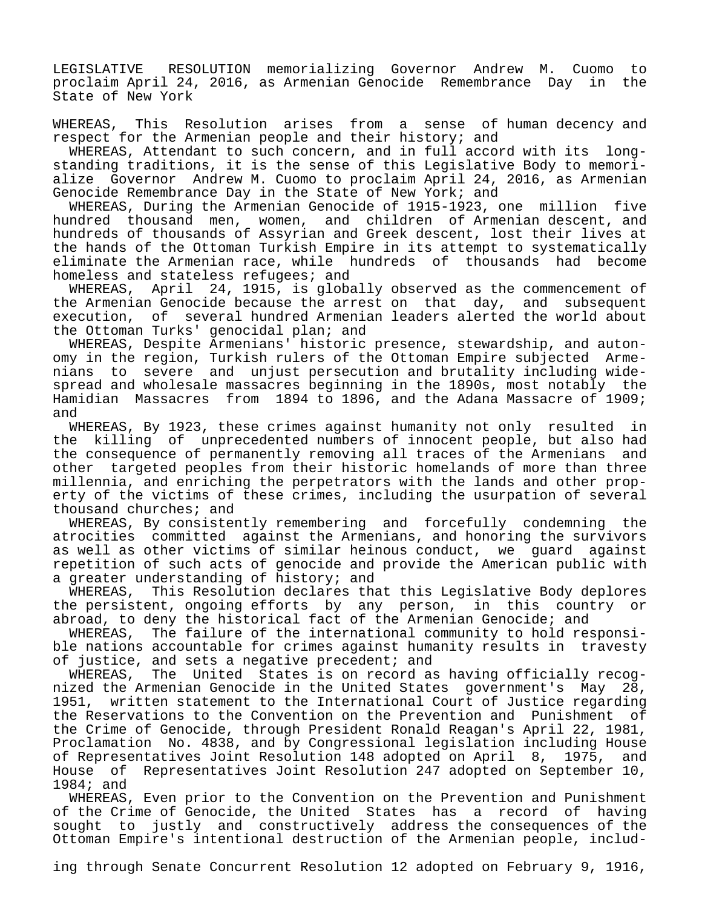LEGISLATIVE RESOLUTION memorializing Governor Andrew M. Cuomo to proclaim April 24, 2016, as Armenian Genocide Remembrance Day in the State of New York

WHEREAS, This Resolution arises from a sense of human decency and respect for the Armenian people and their history; and

WHEREAS, Attendant to such concern, and in full accord with its long-standing traditions, it is the sense of this Legislative Body to memorialize Governor Andrew M. Cuomo to proclaim April 24, 2016, as Armenian Genocide Remembrance Day in the State of New York; and

WHEREAS, During the Armenian Genocide of 1915-1923, one million five hundred thousand men, women, and children of Armenian descent, and hundreds of thousands of Assyrian and Greek descent, lost their lives at the hands of the Ottoman Turkish Empire in its attempt to systematically eliminate the Armenian race, while hundreds of thousands had become homeless and stateless refugees; and

WHEREAS, April 24, 1915, is globally observed as the commencement of the Armenian Genocide because the arrest on that day, and subsequent execution, of several hundred Armenian leaders alerted the world about the Ottoman Turks' genocidal plan; and

WHEREAS, Despite Armenians' historic presence, stewardship, and autonomy in the region, Turkish rulers of the Ottoman Empire subjected Armenians to severe and unjust persecution and brutality including widespread and wholesale massacres beginning in the 1890s, most notably the Hamidian Massacres from 1894 to 1896, and the Adana Massacre of 1909; and

WHEREAS, By 1923, these crimes against humanity not only resulted in the killing of unprecedented numbers of innocent people, but also had the consequence of permanently removing all traces of the Armenians and other targeted peoples from their historic homelands of more than three millennia, and enriching the perpetrators with the lands and other property of the victims of these crimes, including the usurpation of several thousand churches; and

WHEREAS, By consistently remembering and forcefully condemning the atrocities committed against the Armenians, and honoring the survivors as well as other victims of similar heinous conduct, we guard against repetition of such acts of genocide and provide the American public with a greater understanding of history; and

WHEREAS, This Resolution declares that this Legislative Body deplores the persistent, ongoing efforts by any person, in this country or abroad, to deny the historical fact of the Armenian Genocide; and

WHEREAS, The failure of the international community to hold responsible nations accountable for crimes against humanity results in travesty of justice, and sets a negative precedent; and

WHEREAS, The United States is on record as having officially recognized the Armenian Genocide in the United States government's May 28, 1951, written statement to the International Court of Justice regarding the Reservations to the Convention on the Prevention and Punishment of the Crime of Genocide, through President Ronald Reagan's April 22, 1981, Proclamation No. 4838, and by Congressional legislation including House of Representatives Joint Resolution 148 adopted on April 8, 1975, and House of Representatives Joint Resolution 247 adopted on September 10, 1984; and

WHEREAS, Even prior to the Convention on the Prevention and Punishment of the Crime of Genocide, the United States has a record of having sought to justly and constructively address the consequences of the Ottoman Empire's intentional destruction of the Armenian people, including through Senate Concurrent Resolution 12 adopted on February 9, 1916,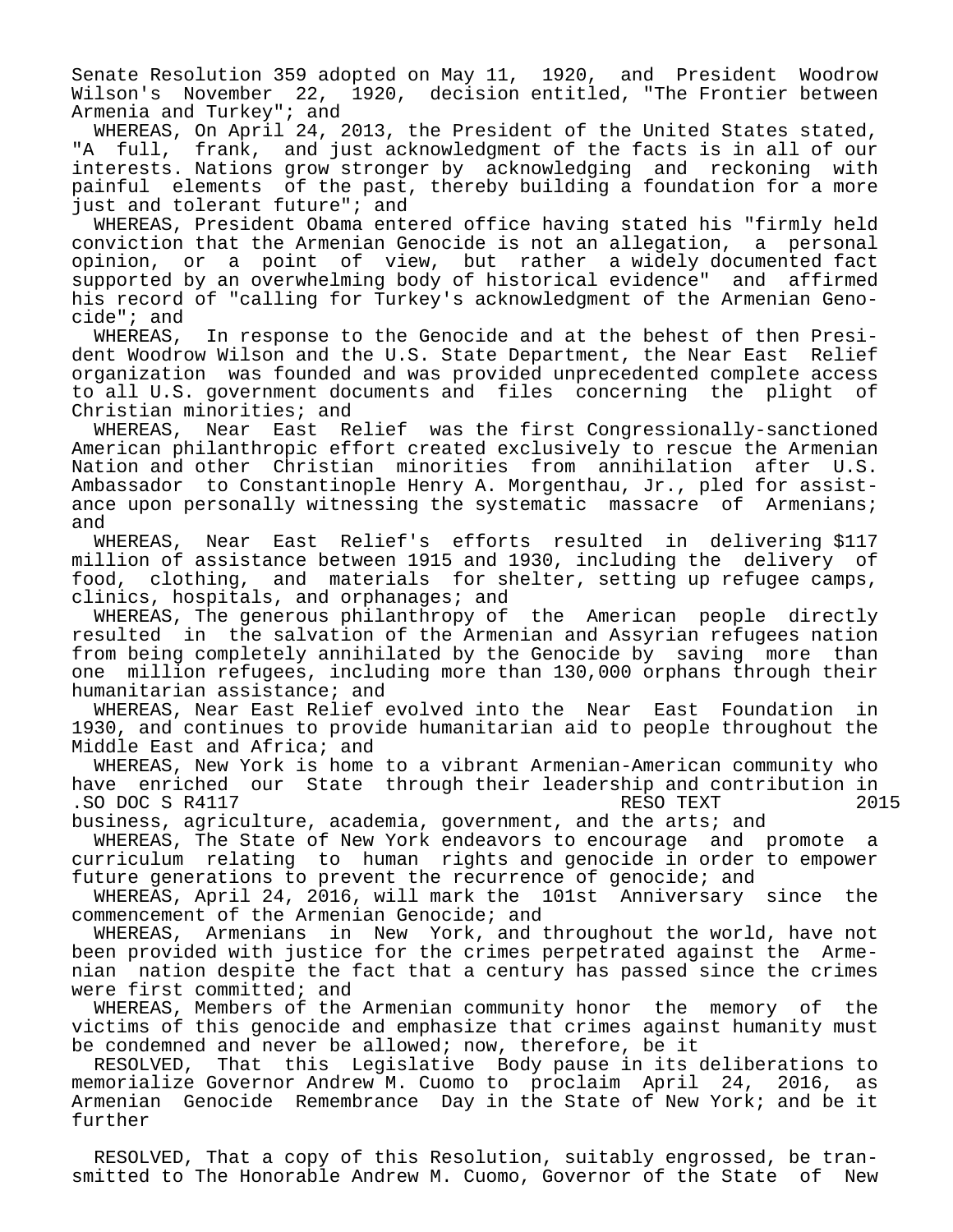Senate Resolution 359 adopted on May 11, 1920, and President Woodrow Wilson's November 22, 1920, decision entitled, "The Frontier between Armenia and Turkey"; and

WHEREAS, On April 24, 2013, the President of the United States stated, "A full, frank, and just acknowledgment of the facts is in all of our interests. Nations grow stronger by acknowledging and reckoning with painful elements of the past, thereby building a foundation for a more just and tolerant future"; and

WHEREAS, President Obama entered office having stated his "firmly held conviction that the Armenian Genocide is not an allegation, a personal opinion, or a point of view, but rather a widely documented fact supported by an overwhelming body of historical evidence" and affirmed his record of "calling for Turkey's acknowledgment of the Armenian Genocide"; and

WHEREAS, In response to the Genocide and at the behest of then President Woodrow Wilson and the U.S. State Department, the Near East Relief organization was founded and was provided unprecedented complete access to all U.S. government documents and files concerning the plight of Christian minorities; and

WHEREAS, Near East Relief was the first Congressionally-sanctioned American philanthropic effort created exclusively to rescue the Armenian Nation and other Christian minorities from annihilation after U.S. Ambassador to Constantinople Henry A. Morgenthau, Jr., pled for assistance upon personally witnessing the systematic massacre of Armenians; and

WHEREAS, Near East Relief's efforts resulted in delivering $117 million of assistance between 1915 and 1930, including the delivery of food, clothing, and materials for shelter, setting up refugee camps, clinics, hospitals, and orphanages; and

WHEREAS, The generous philanthropy of the American people directly resulted in the salvation of the Armenian and Assyrian refugees nation from being completely annihilated by the Genocide by saving more than one million refugees, including more than 130,000 orphans through their humanitarian assistance; and

WHEREAS, Near East Relief evolved into the Near East Foundation in 1930, and continues to provide humanitarian aid to people throughout the Middle East and Africa; and

WHEREAS, New York is home to a vibrant Armenian-American community who have enriched our State through their leadership and contribution in business, agriculture, academia, government, and the arts; and

WHEREAS, The State of New York endeavors to encourage and promote a curriculum relating to human rights and genocide in order to empower future generations to prevent the recurrence of genocide; and

WHEREAS, April 24, 2016, will mark the 101st Anniversary since the commencement of the Armenian Genocide; and

WHEREAS, Armenians in New York, and throughout the world, have not been provided with justice for the crimes perpetrated against the Armenian nation despite the fact that a century has passed since the crimes were first committed; and

WHEREAS, Members of the Armenian community honor the memory of the victims of this genocide and emphasize that crimes against humanity must be condemned and never be allowed; now, therefore, be it

RESOLVED, That this Legislative Body pause in its deliberations to memorialize Governor Andrew M. Cuomo to proclaim April 24, 2016, as Armenian Genocide Remembrance Day in the State of New York; and be it further

RESOLVED, That a copy of this Resolution, suitably engrossed, be transmitted to The Honorable Andrew M. Cuomo, Governor of the State of New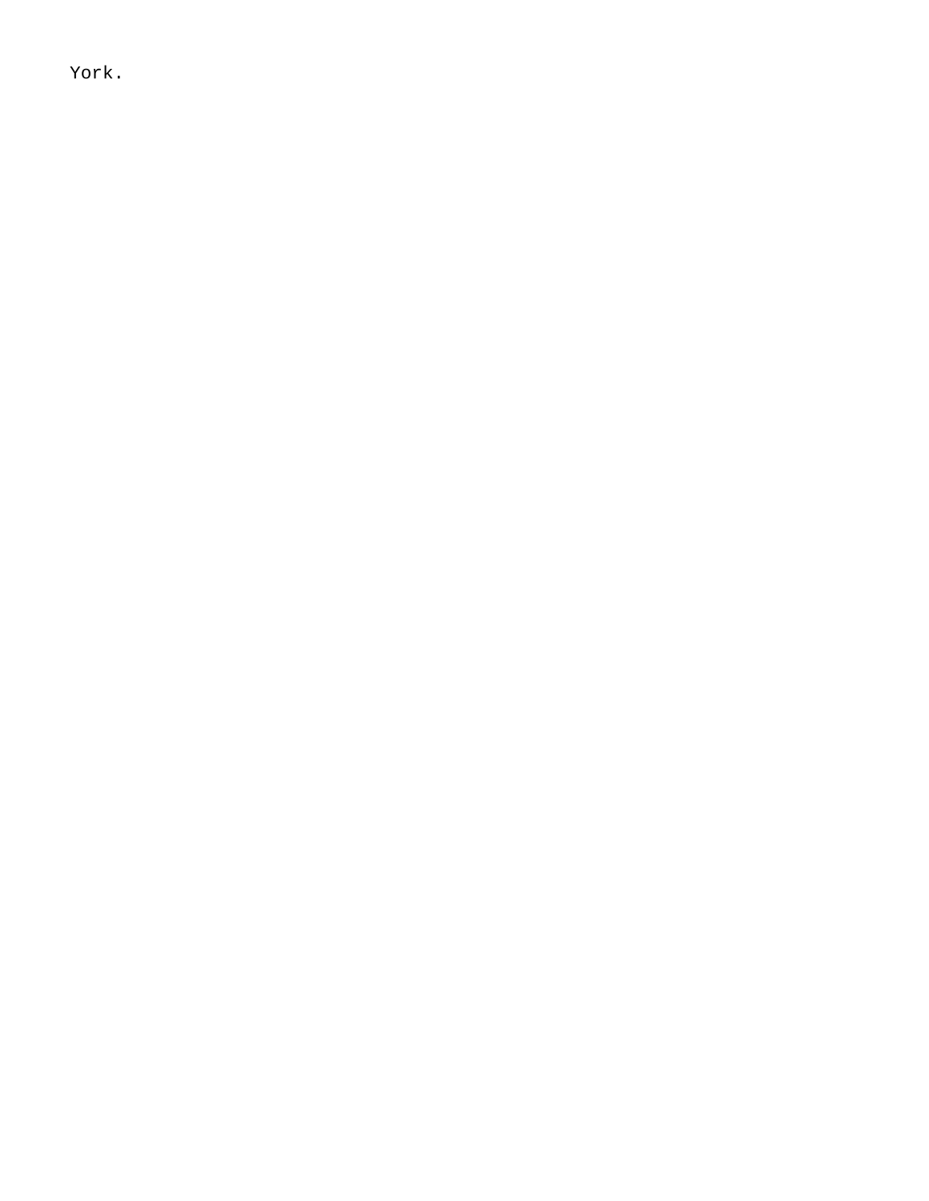York.